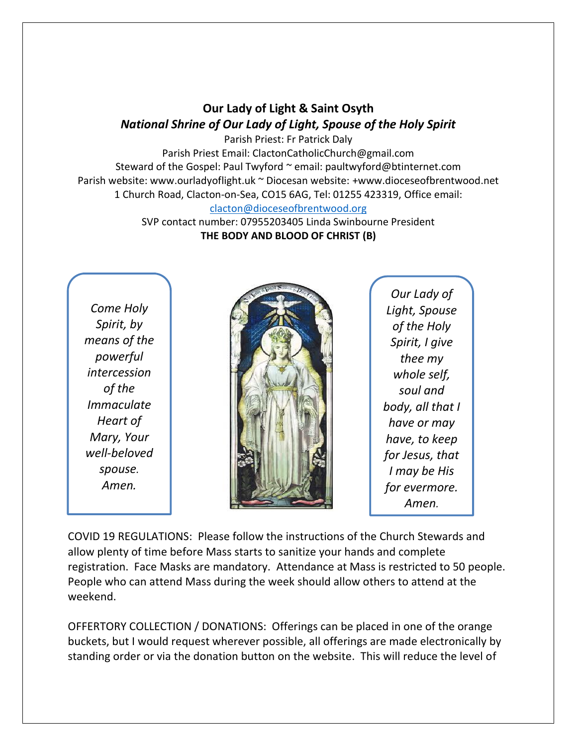# Our Lady of Light & Saint Osyth

## *National Shrine of Our Lady of Light, Spouse of the Holy Spirit*

Parish Priest: Fr Patrick Daly
Parish Priest Email: ClactonCatholicChurch@gmail.com
Steward of the Gospel: Paul Twyford ~ email: paultwyford@btinternet.com
Parish website: www.ourladyoflight.uk ~ Diocesan website: +www.dioceseofbrentwood.net
1 Church Road, Clacton-on-Sea, CO15 6AG, Tel: 01255 423319, Office email:
clacton@dioceseofbrentwood.org
SVP contact number: 07955203405 Linda Swinbourne President

**THE BODY AND BLOOD OF CHRIST (B)**

*Come Holy Spirit, by means of the powerful intercession of the Immaculate Heart of Mary, Your well-beloved spouse. Amen.*

*Our Lady of Light, Spouse of the Holy Spirit, I give thee my whole self, soul and body, all that I have or may have, to keep for Jesus, that I may be His for evermore. Amen.*

COVID 19 REGULATIONS: Please follow the instructions of the Church Stewards and allow plenty of time before Mass starts to sanitize your hands and complete registration. Face Masks are mandatory. Attendance at Mass is restricted to 50 people. People who can attend Mass during the week should allow others to attend at the weekend.

OFFERTORY COLLECTION / DONATIONS: Offerings can be placed in one of the orange buckets, but I would request wherever possible, all offerings are made electronically by standing order or via the donation button on the website. This will reduce the level of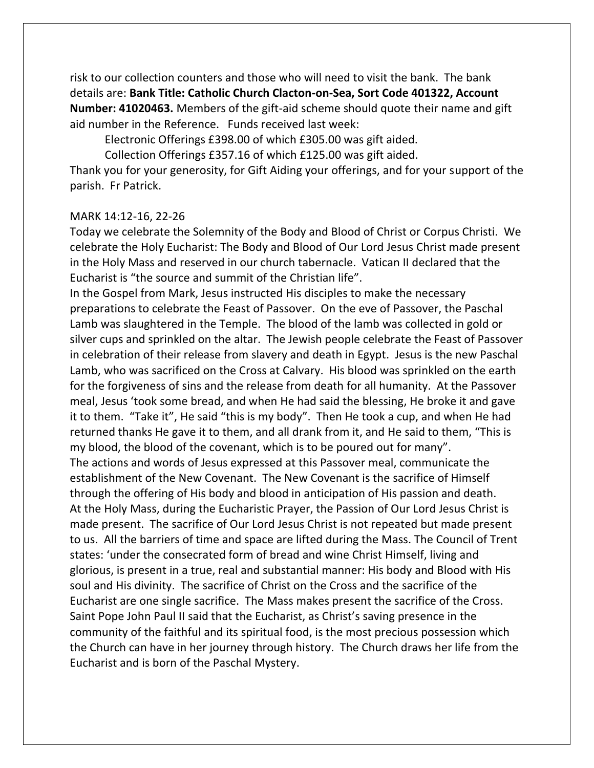risk to our collection counters and those who will need to visit the bank. The bank details are: **Bank Title: Catholic Church Clacton-on-Sea, Sort Code 401322, Account Number: 41020463.** Members of the gift-aid scheme should quote their name and gift aid number in the Reference. Funds received last week:

Electronic Offerings £398.00 of which £305.00 was gift aided.

Collection Offerings £357.16 of which £125.00 was gift aided.

Thank you for your generosity, for Gift Aiding your offerings, and for your support of the parish. Fr Patrick.

MARK 14:12-16, 22-26

Today we celebrate the Solemnity of the Body and Blood of Christ or Corpus Christi. We celebrate the Holy Eucharist: The Body and Blood of Our Lord Jesus Christ made present in the Holy Mass and reserved in our church tabernacle. Vatican II declared that the Eucharist is "the source and summit of the Christian life".

In the Gospel from Mark, Jesus instructed His disciples to make the necessary preparations to celebrate the Feast of Passover. On the eve of Passover, the Paschal Lamb was slaughtered in the Temple. The blood of the lamb was collected in gold or silver cups and sprinkled on the altar. The Jewish people celebrate the Feast of Passover in celebration of their release from slavery and death in Egypt. Jesus is the new Paschal Lamb, who was sacrificed on the Cross at Calvary. His blood was sprinkled on the earth for the forgiveness of sins and the release from death for all humanity. At the Passover meal, Jesus 'took some bread, and when He had said the blessing, He broke it and gave it to them. "Take it", He said "this is my body". Then He took a cup, and when He had returned thanks He gave it to them, and all drank from it, and He said to them, "This is my blood, the blood of the covenant, which is to be poured out for many".

The actions and words of Jesus expressed at this Passover meal, communicate the establishment of the New Covenant. The New Covenant is the sacrifice of Himself through the offering of His body and blood in anticipation of His passion and death. At the Holy Mass, during the Eucharistic Prayer, the Passion of Our Lord Jesus Christ is made present. The sacrifice of Our Lord Jesus Christ is not repeated but made present to us. All the barriers of time and space are lifted during the Mass. The Council of Trent states: 'under the consecrated form of bread and wine Christ Himself, living and glorious, is present in a true, real and substantial manner: His body and Blood with His soul and His divinity. The sacrifice of Christ on the Cross and the sacrifice of the Eucharist are one single sacrifice. The Mass makes present the sacrifice of the Cross. Saint Pope John Paul II said that the Eucharist, as Christ's saving presence in the community of the faithful and its spiritual food, is the most precious possession which the Church can have in her journey through history. The Church draws her life from the Eucharist and is born of the Paschal Mystery.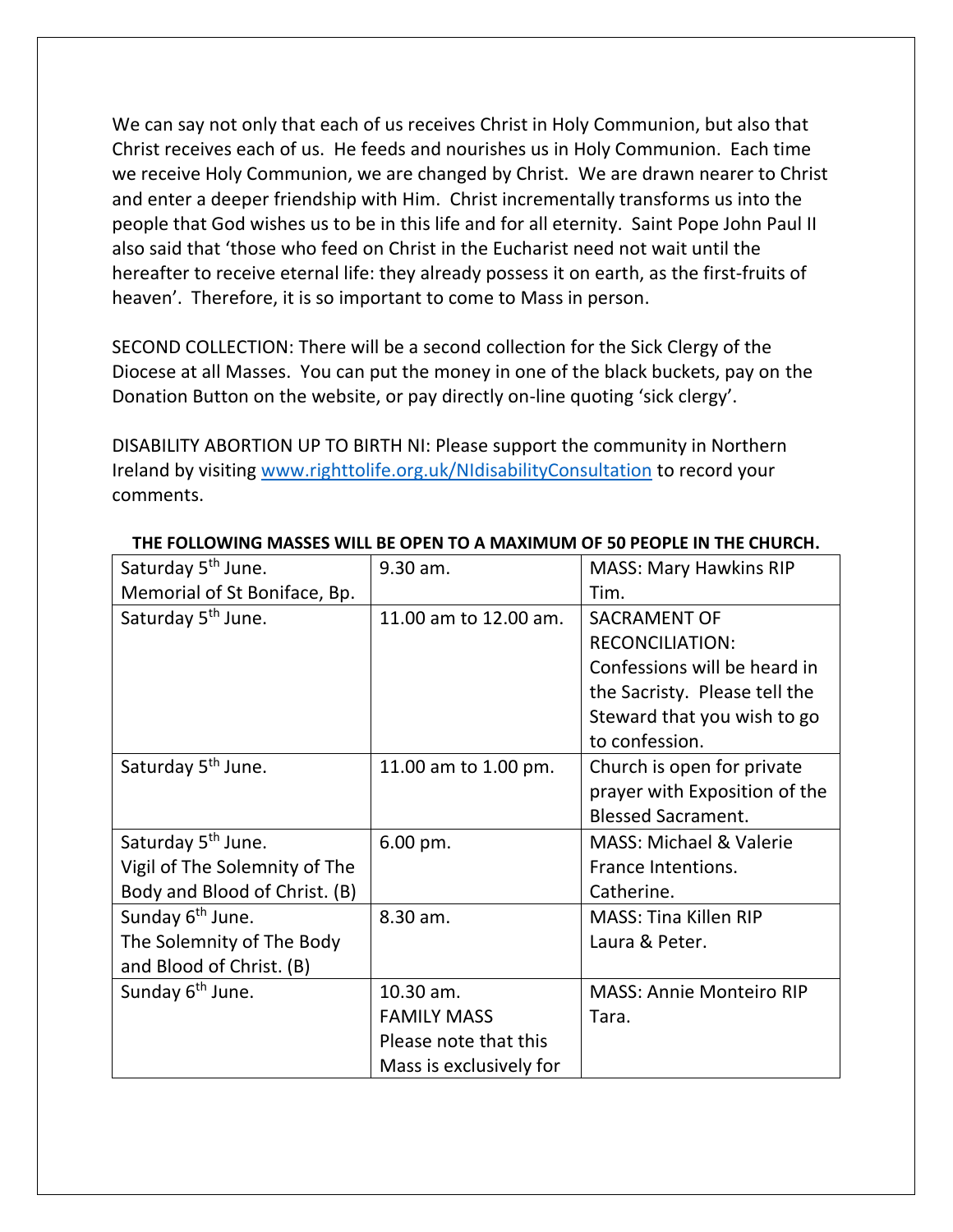We can say not only that each of us receives Christ in Holy Communion, but also that Christ receives each of us. He feeds and nourishes us in Holy Communion. Each time we receive Holy Communion, we are changed by Christ. We are drawn nearer to Christ and enter a deeper friendship with Him. Christ incrementally transforms us into the people that God wishes us to be in this life and for all eternity. Saint Pope John Paul II also said that 'those who feed on Christ in the Eucharist need not wait until the hereafter to receive eternal life: they already possess it on earth, as the first-fruits of heaven'. Therefore, it is so important to come to Mass in person.

SECOND COLLECTION: There will be a second collection for the Sick Clergy of the Diocese at all Masses. You can put the money in one of the black buckets, pay on the Donation Button on the website, or pay directly on-line quoting 'sick clergy'.

DISABILITY ABORTION UP TO BIRTH NI: Please support the community in Northern Ireland by visiting www.righttolife.org.uk/NIdisabilityConsultation to record your comments.

**THE FOLLOWING MASSES WILL BE OPEN TO A MAXIMUM OF 50 PEOPLE IN THE CHURCH.**

| | | |
|---|---|---|
| Saturday 5th June. Memorial of St Boniface, Bp. | 9.30 am. | MASS: Mary Hawkins RIP Tim. |
| Saturday 5th June. | 11.00 am to 12.00 am. | SACRAMENT OF RECONCILIATION: Confessions will be heard in the Sacristy. Please tell the Steward that you wish to go to confession. |
| Saturday 5th June. | 11.00 am to 1.00 pm. | Church is open for private prayer with Exposition of the Blessed Sacrament. |
| Saturday 5th June. Vigil of The Solemnity of The Body and Blood of Christ. (B) | 6.00 pm. | MASS: Michael & Valerie France Intentions. Catherine. |
| Sunday 6th June. The Solemnity of The Body and Blood of Christ. (B) | 8.30 am. | MASS: Tina Killen RIP Laura & Peter. |
| Sunday 6th June. | 10.30 am. FAMILY MASS Please note that this Mass is exclusively for | MASS: Annie Monteiro RIP Tara. |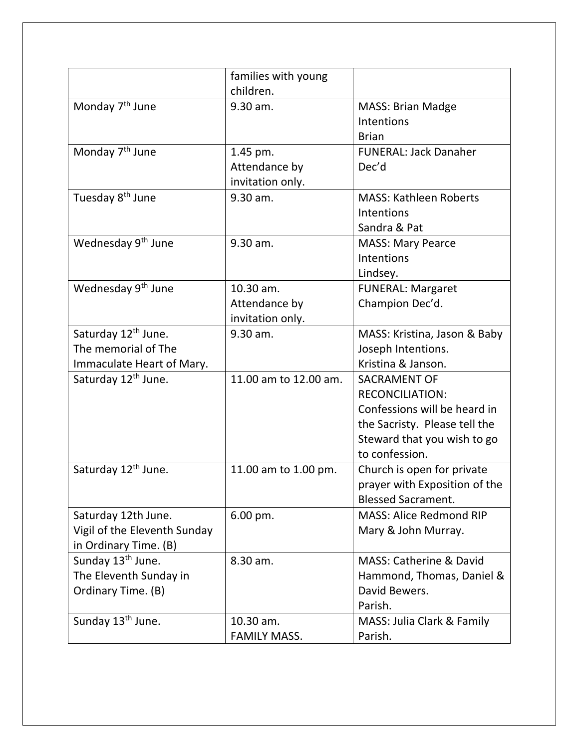| | | |
|---|---|---|
| | families with young children. | |
| Monday 7th June | 9.30 am. | MASS: Brian Madge Intentions<br>Brian |
| Monday 7th June | 1.45 pm.<br>Attendance by invitation only. | FUNERAL: Jack Danaher Dec'd |
| Tuesday 8th June | 9.30 am. | MASS: Kathleen Roberts Intentions<br>Sandra & Pat |
| Wednesday 9th June | 9.30 am. | MASS: Mary Pearce Intentions<br>Lindsey. |
| Wednesday 9th June | 10.30 am.<br>Attendance by invitation only. | FUNERAL: Margaret Champion Dec'd. |
| Saturday 12th June.<br>The memorial of The Immaculate Heart of Mary. | 9.30 am. | MASS: Kristina, Jason & Baby Joseph Intentions.<br>Kristina & Janson. |
| Saturday 12th June. | 11.00 am to 12.00 am. | SACRAMENT OF RECONCILIATION: Confessions will be heard in the Sacristy. Please tell the Steward that you wish to go to confession. |
| Saturday 12th June. | 11.00 am to 1.00 pm. | Church is open for private prayer with Exposition of the Blessed Sacrament. |
| Saturday 12th June.<br>Vigil of the Eleventh Sunday in Ordinary Time. (B) | 6.00 pm. | MASS: Alice Redmond RIP<br>Mary & John Murray. |
| Sunday 13th June.<br>The Eleventh Sunday in Ordinary Time. (B) | 8.30 am. | MASS: Catherine & David Hammond, Thomas, Daniel & David Bewers.<br>Parish. |
| Sunday 13th June. | 10.30 am.<br>FAMILY MASS. | MASS: Julia Clark & Family<br>Parish. |